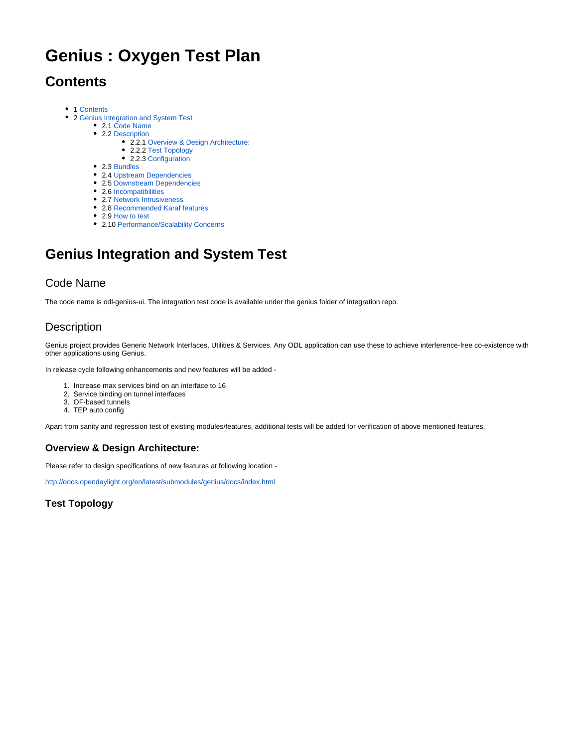# Genius : Oxygen Test Plan

## Contents

- 1 Contents
- 2 Genius Integration and System Test
    - 2.1 Code Name
    - 2.2 Description
        - 2.2.1 Overview & Design Architecture:
        - 2.2.2 Test Topology
        - 2.2.3 Configuration
    - 2.3 Bundles
    - 2.4 Upstream Dependencies
    - 2.5 Downstream Dependencies
    - 2.6 Incompatibilities
    - 2.7 Network Intrusiveness
    - 2.8 Recommended Karaf features
    - 2.9 How to test
    - 2.10 Performance/Scalability Concerns

## Genius Integration and System Test

### Code Name

The code name is odl-genius-ui. The integration test code is available under the genius folder of integration repo.

### Description

Genius project provides Generic Network Interfaces, Utilities & Services. Any ODL application can use these to achieve interference-free co-existence with other applications using Genius.

In release cycle following enhancements and new features will be added -

1. Increase max services bind on an interface to 16
2. Service binding on tunnel interfaces
3. OF-based tunnels
4. TEP auto config

Apart from sanity and regression test of existing modules/features, additional tests will be added for verification of above mentioned features.

#### Overview & Design Architecture:

Please refer to design specifications of new features at following location -

http://docs.opendaylight.org/en/latest/submodules/genius/docs/index.html

#### Test Topology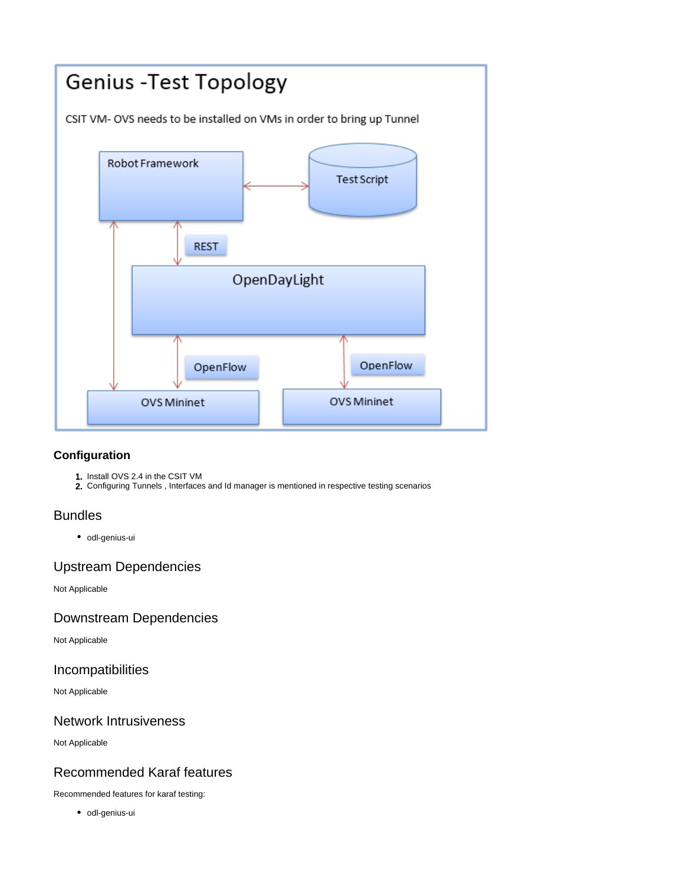Genius -Test Topology

CSIT VM- OVS needs to be installed on VMs in order to bring up Tunnel

Robot Framework

Test Script

REST

OpenDayLight

OpenFlow

OpenFlow

OVS Mininet

OVS Mininet

### Configuration

1. Install OVS 2.4 in the CSIT VM
2. Configuring Tunnels , Interfaces and Id manager is mentioned in respective testing scenarios

## Bundles

- odl-genius-ui

## Upstream Dependencies

Not Applicable

## Downstream Dependencies

Not Applicable

## Incompatibilities

Not Applicable

## Network Intrusiveness

Not Applicable

## Recommended Karaf features

Recommended features for karaf testing:

- odl-genius-ui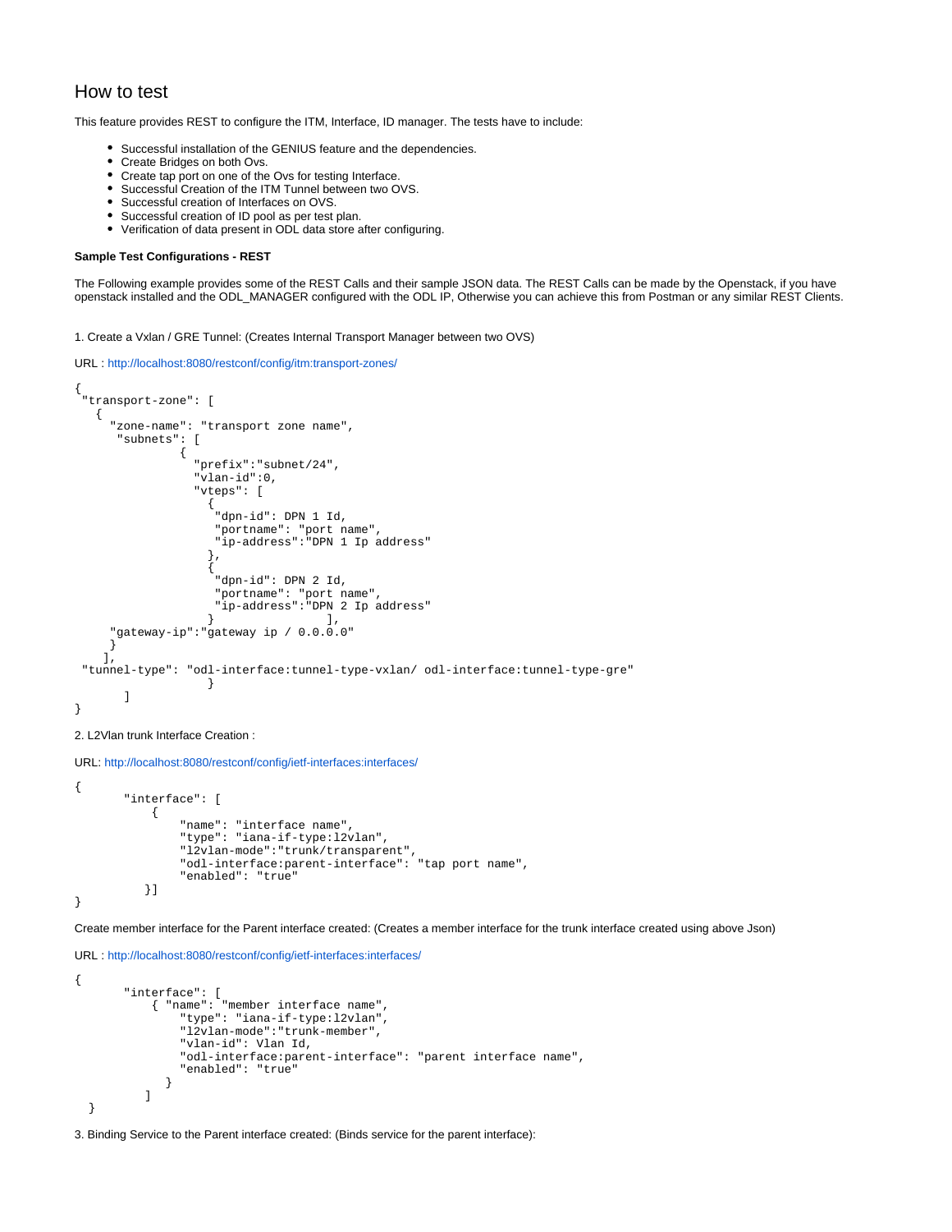## How to test

This feature provides REST to configure the ITM, Interface, ID manager. The tests have to include:

- Successful installation of the GENIUS feature and the dependencies.
- Create Bridges on both Ovs.
- Create tap port on one of the Ovs for testing Interface.
- Successful Creation of the ITM Tunnel between two OVS.
- Successful creation of Interfaces on OVS.
- Successful creation of ID pool as per test plan.
- Verification of data present in ODL data store after configuring.

#### Sample Test Configurations - REST

The Following example provides some of the REST Calls and their sample JSON data. The REST Calls can be made by the Openstack, if you have openstack installed and the ODL_MANAGER configured with the ODL IP, Otherwise you can achieve this from Postman or any similar REST Clients.

1. Create a Vxlan / GRE Tunnel: (Creates Internal Transport Manager between two OVS)

URL : http://localhost:8080/restconf/config/itm:transport-zones/

```
{
 "transport-zone": [
   {
     "zone-name": "transport zone name",
      "subnets": [
              {
                "prefix":"subnet/24",
                "vlan-id":0,
                "vteps": [
                  {
                   "dpn-id": DPN 1 Id,
                   "portname": "port name",
                   "ip-address":"DPN 1 Ip address"
                  },
                  {
                   "dpn-id": DPN 2 Id,
                   "portname": "port name",
                   "ip-address":"DPN 2 Ip address"
                  }              ],
     "gateway-ip":"gateway ip / 0.0.0.0"
     }
    ],
 "tunnel-type": "odl-interface:tunnel-type-vxlan/ odl-interface:tunnel-type-gre"
                  }
       ]
}
```

2. L2Vlan trunk Interface Creation :

URL: http://localhost:8080/restconf/config/ietf-interfaces:interfaces/

```
{
       "interface": [
           {
               "name": "interface name",
               "type": "iana-if-type:l2vlan",
               "l2vlan-mode":"trunk/transparent",
               "odl-interface:parent-interface": "tap port name",
               "enabled": "true"
          }]
}
```

Create member interface for the Parent interface created: (Creates a member interface for the trunk interface created using above Json)

URL : http://localhost:8080/restconf/config/ietf-interfaces:interfaces/

```
{
       "interface": [
           { "name": "member interface name",
               "type": "iana-if-type:l2vlan",
               "l2vlan-mode":"trunk-member",
               "vlan-id": Vlan Id,
               "odl-interface:parent-interface": "parent interface name",
               "enabled": "true"
             }
          ]
  }
```

3. Binding Service to the Parent interface created: (Binds service for the parent interface):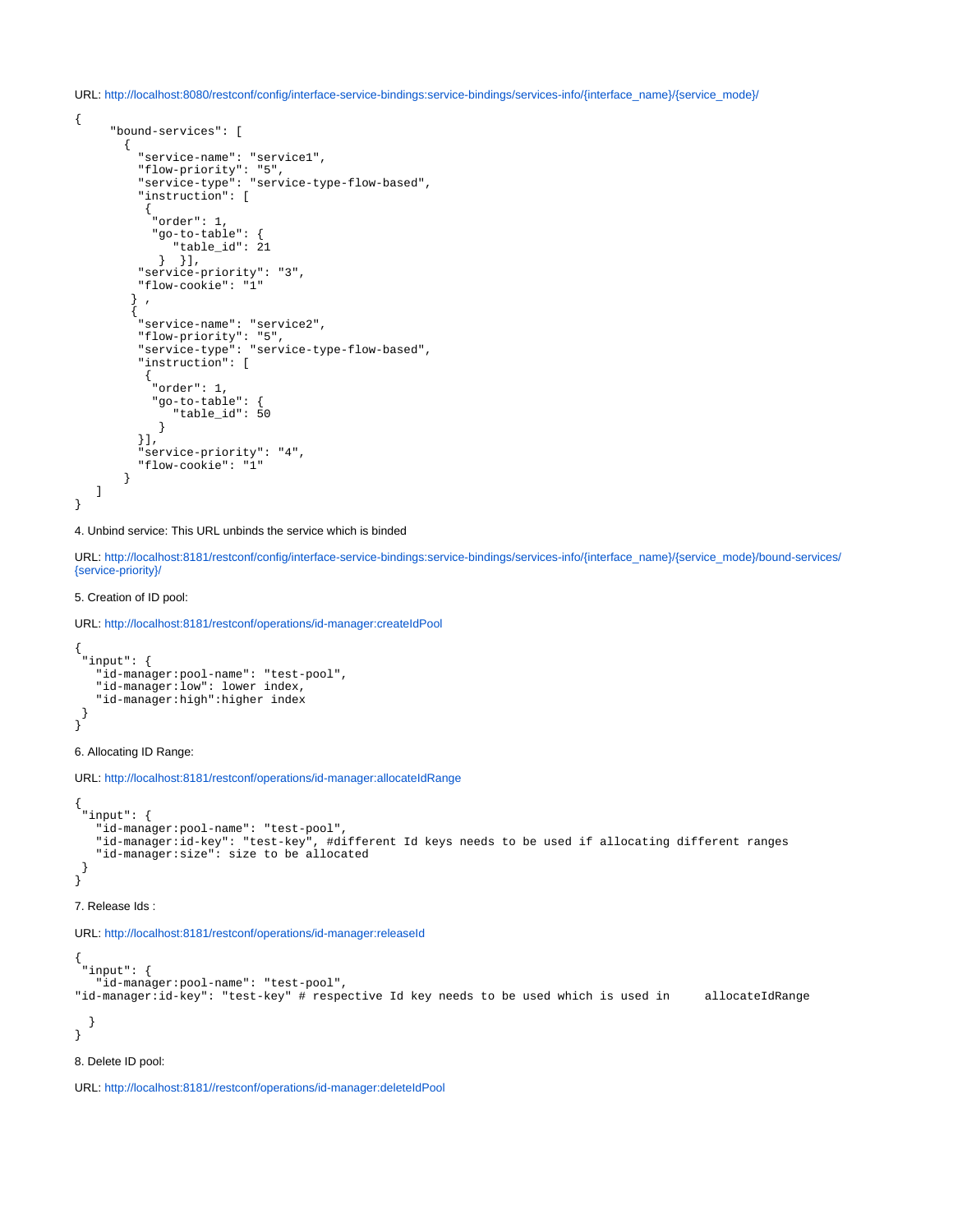URL: http://localhost:8080/restconf/config/interface-service-bindings:service-bindings/services-info/{interface_name}/{service_mode}/

```
{
     "bound-services": [
       {
         "service-name": "service1",
         "flow-priority": "5",
         "service-type": "service-type-flow-based",
         "instruction": [
          {
           "order": 1,
           "go-to-table": {
              "table_id": 21
            }  }],
         "service-priority": "3",
         "flow-cookie": "1"
        } ,
        {
         "service-name": "service2",
         "flow-priority": "5",
         "service-type": "service-type-flow-based",
         "instruction": [
          {
           "order": 1,
           "go-to-table": {
              "table_id": 50
            }
         }],
         "service-priority": "4",
         "flow-cookie": "1"
       }
   ]
}
```

4. Unbind service: This URL unbinds the service which is binded

URL: http://localhost:8181/restconf/config/interface-service-bindings:service-bindings/services-info/{interface_name}/{service_mode}/bound-services/{service-priority}/

5. Creation of ID pool:

URL: http://localhost:8181/restconf/operations/id-manager:createIdPool

```
{
 "input": {
   "id-manager:pool-name": "test-pool",
   "id-manager:low": lower index,
   "id-manager:high":higher index
 }
}
```

6. Allocating ID Range:

URL: http://localhost:8181/restconf/operations/id-manager:allocateIdRange

```
{
 "input": {
   "id-manager:pool-name": "test-pool",
   "id-manager:id-key": "test-key", #different Id keys needs to be used if allocating different ranges
   "id-manager:size": size to be allocated
 }
}
```

7. Release Ids :

URL: http://localhost:8181/restconf/operations/id-manager:releaseId

```
{
 "input": {
   "id-manager:pool-name": "test-pool",
"id-manager:id-key": "test-key" # respective Id key needs to be used which is used in     allocateIdRange

  }
}
```

8. Delete ID pool:

URL: http://localhost:8181//restconf/operations/id-manager:deleteIdPool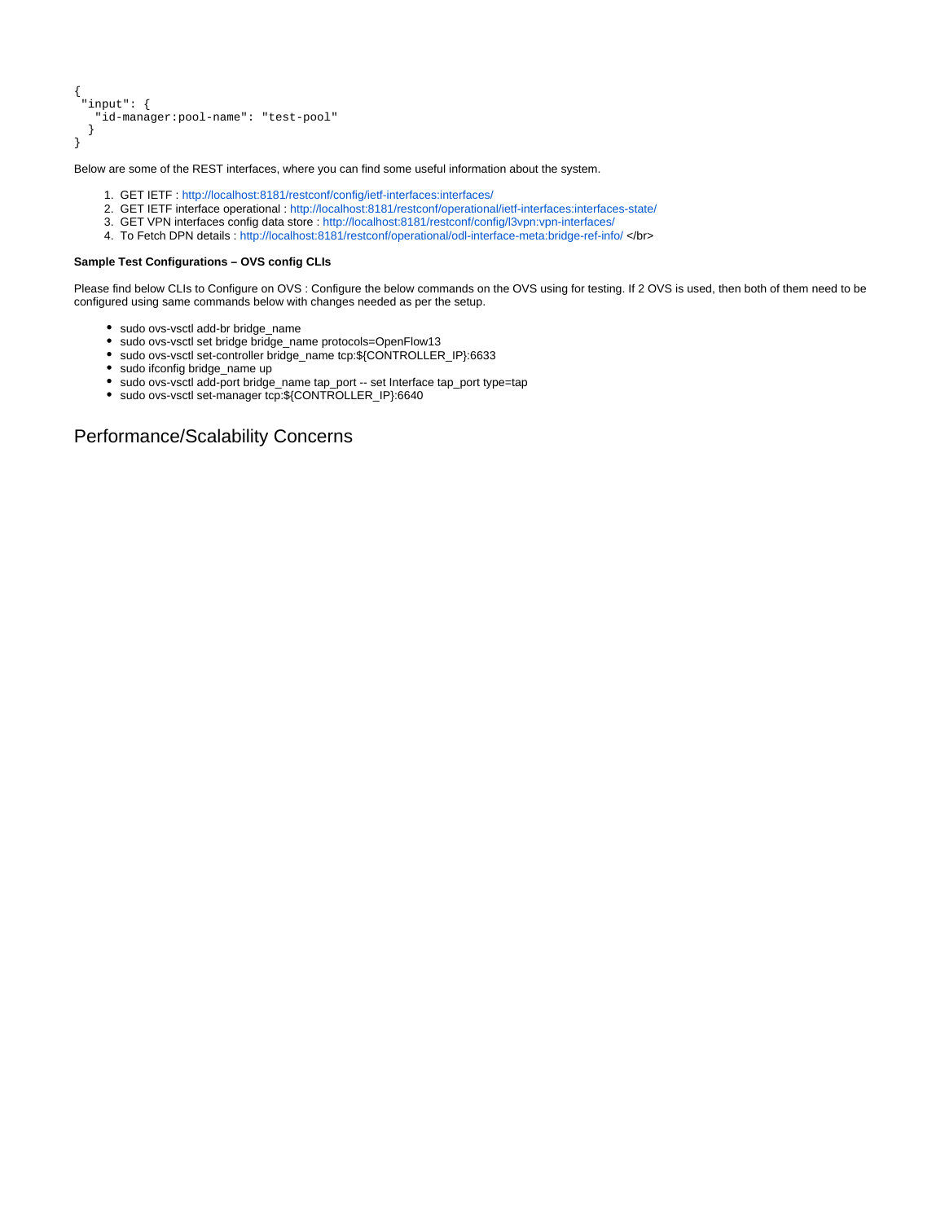```
{
 "input": {
   "id-manager:pool-name": "test-pool"
  }
}
```

Below are some of the REST interfaces, where you can find some useful information about the system.

1. GET IETF : http://localhost:8181/restconf/config/ietf-interfaces:interfaces/
2. GET IETF interface operational : http://localhost:8181/restconf/operational/ietf-interfaces:interfaces-state/
3. GET VPN interfaces config data store : http://localhost:8181/restconf/config/l3vpn:vpn-interfaces/
4. To Fetch DPN details : http://localhost:8181/restconf/operational/odl-interface-meta:bridge-ref-info/ </br>

**Sample Test Configurations – OVS config CLIs**

Please find below CLIs to Configure on OVS : Configure the below commands on the OVS using for testing. If 2 OVS is used, then both of them need to be configured using same commands below with changes needed as per the setup.

- sudo ovs-vsctl add-br bridge_name
- sudo ovs-vsctl set bridge bridge_name protocols=OpenFlow13
- sudo ovs-vsctl set-controller bridge_name tcp:${CONTROLLER_IP}:6633
- sudo ifconfig bridge_name up
- sudo ovs-vsctl add-port bridge_name tap_port -- set Interface tap_port type=tap
- sudo ovs-vsctl set-manager tcp:${CONTROLLER_IP}:6640

## Performance/Scalability Concerns